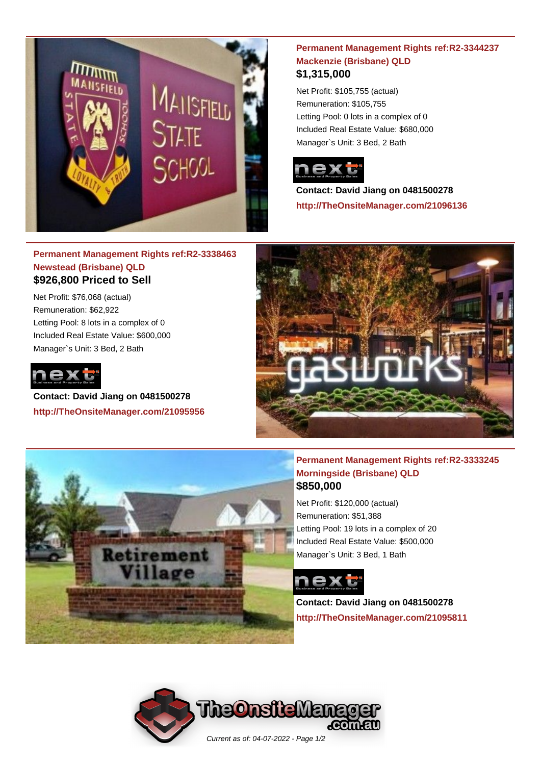## Permanent Management Rights ref:R2-3344237 Mackenzie (Brisbane) QLD

**$1,315,000**

Net Profit: $105,755 (actual)
Remuneration: $105,755
Letting Pool: 0 lots in a complex of 0
Included Real Estate Value: $680,000
Manager`s Unit: 3 Bed, 2 Bath

**Contact: David Jiang on 0481500278**
http://TheOnsiteManager.com/21096136

## Permanent Management Rights ref:R2-3338463 Newstead (Brisbane) QLD

**$926,800 Priced to Sell**

Net Profit: $76,068 (actual)
Remuneration: $62,922
Letting Pool: 8 lots in a complex of 0
Included Real Estate Value: $600,000
Manager`s Unit: 3 Bed, 2 Bath

**Contact: David Jiang on 0481500278**
http://TheOnsiteManager.com/21095956

## Permanent Management Rights ref:R2-3333245 Morningside (Brisbane) QLD

**$850,000**

Net Profit: $120,000 (actual)
Remuneration: $51,388
Letting Pool: 19 lots in a complex of 20
Included Real Estate Value: $500,000
Manager`s Unit: 3 Bed, 1 Bath

**Contact: David Jiang on 0481500278**
http://TheOnsiteManager.com/21095811

*Current as of: 04-07-2022*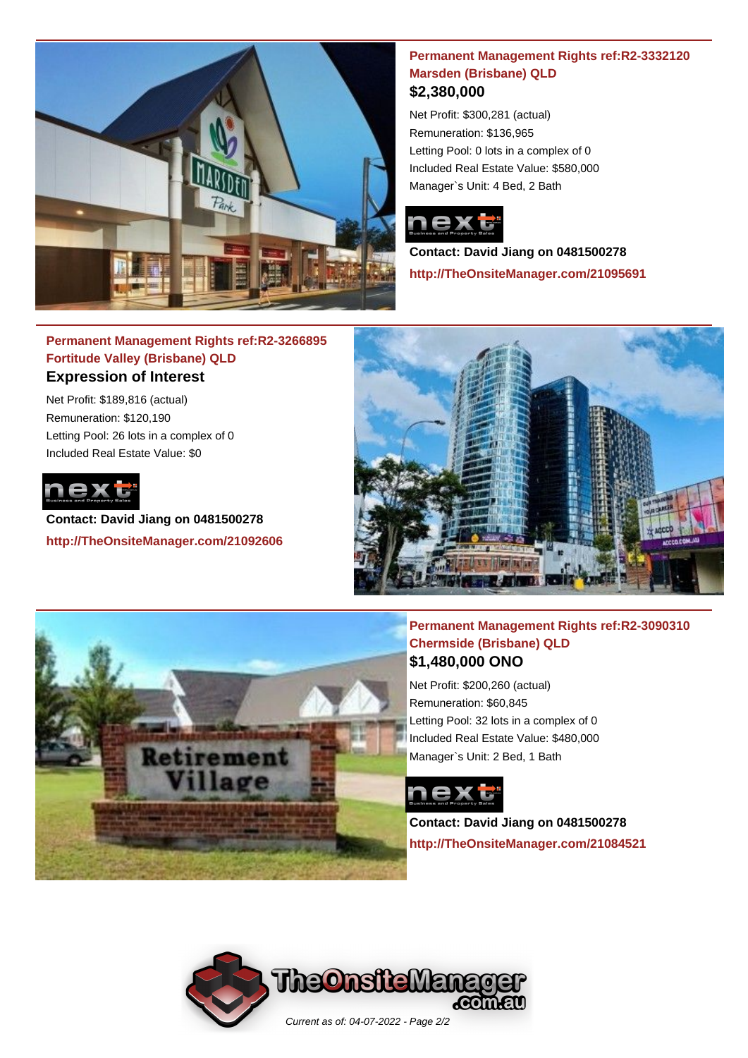## Permanent Management Rights ref:R2-3332120 Marsden (Brisbane) QLD

**$2,380,000**

Net Profit: $300,281 (actual)
Remuneration: $136,965
Letting Pool: 0 lots in a complex of 0
Included Real Estate Value: $580,000
Manager`s Unit: 4 Bed, 2 Bath

**Contact: David Jiang on 0481500278**
http://TheOnsiteManager.com/21095691

## Permanent Management Rights ref:R2-3266895 Fortitude Valley (Brisbane) QLD

**Expression of Interest**

Net Profit: $189,816 (actual)
Remuneration: $120,190
Letting Pool: 26 lots in a complex of 0
Included Real Estate Value: $0

**Contact: David Jiang on 0481500278**
http://TheOnsiteManager.com/21092606

## Permanent Management Rights ref:R2-3090310 Chermside (Brisbane) QLD

**$1,480,000 ONO**

Net Profit: $200,260 (actual)
Remuneration: $60,845
Letting Pool: 32 lots in a complex of 0
Included Real Estate Value: $480,000
Manager`s Unit: 2 Bed, 1 Bath

**Contact: David Jiang on 0481500278**
http://TheOnsiteManager.com/21084521

*Current as of: 04-07-2022*